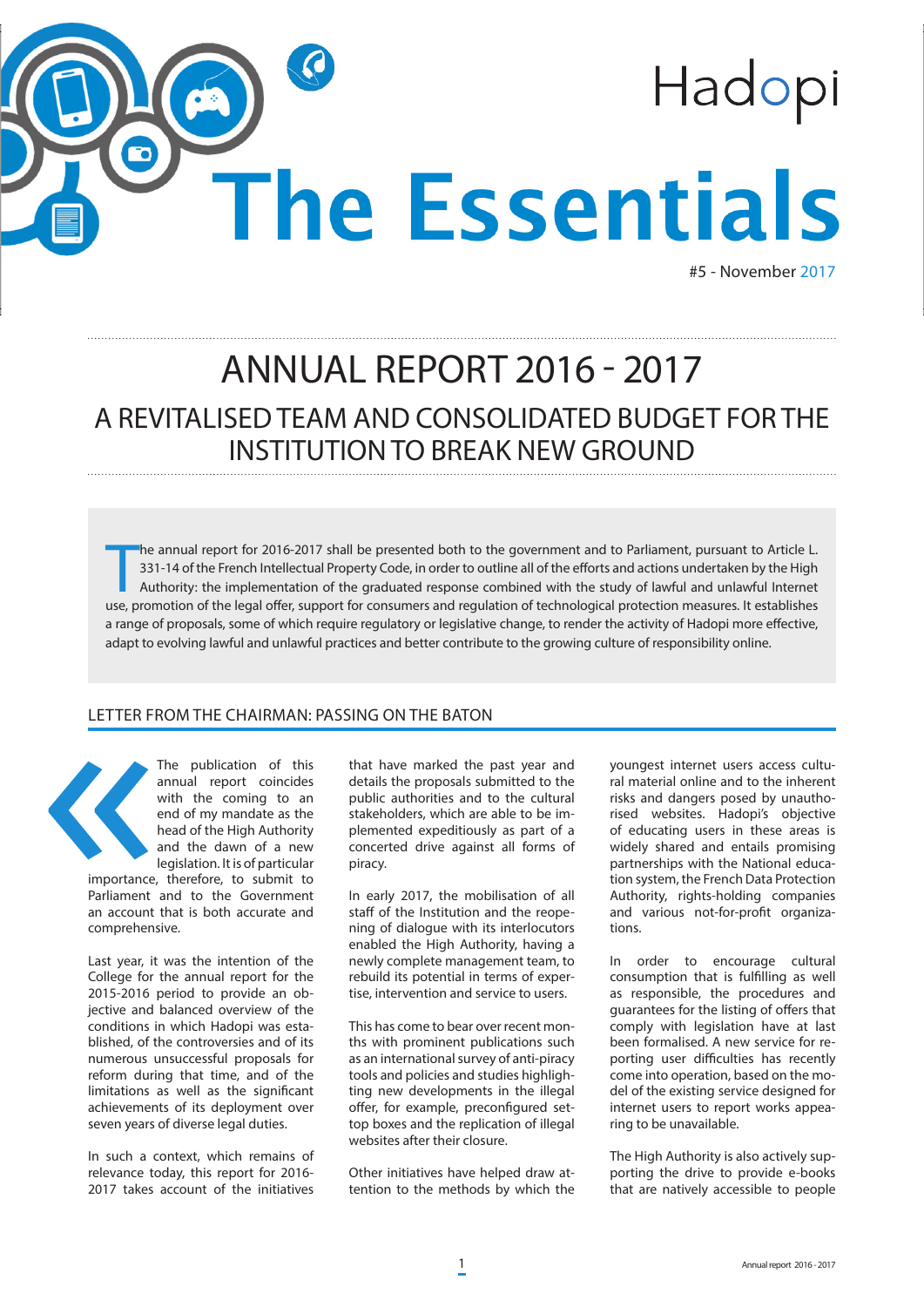Hadopi

# The Essentials

#5 - November 2017

# ANNUAL REPORT 2016 - 2017

## A REVITALISED TEAM AND CONSOLIDATED BUDGET FOR THE INSTITUTION TO BREAK NEW GROUND

The annual report for 2016-2017 shall be presented both to the government and to Parliament, pursuant to Article L. 331-14 of the French Intellectual Property Code, in order to outline all of the efforts and actions undertaken by the High Authority: the implementation of the graduated response combined with the study of lawful and unlawful Internet use, promotion of the legal offer, support for consumers and regulation of technological protection measures. It establishes a range of proposals, some of which require regulatory or legislative change, to render the activity of Hadopi more effective, adapt to evolving lawful and unlawful practices and better contribute to the growing culture of responsibility online.

### LETTER FROM THE CHAIRMAN: PASSING ON THE BATON

« The publication of this annual report coincides with the coming to an end of my mandate as the head of the High Authority and the dawn of a new legislation. It is of particular importance, therefore, to submit to Parliament and to the Government an account that is both accurate and comprehensive.

Last year, it was the intention of the College for the annual report for the 2015-2016 period to provide an objective and balanced overview of the conditions in which Hadopi was established, of the controversies and of its numerous unsuccessful proposals for reform during that time, and of the limitations as well as the significant achievements of its deployment over seven years of diverse legal duties.

In such a context, which remains of relevance today, this report for 2016-2017 takes account of the initiatives that have marked the past year and details the proposals submitted to the public authorities and to the cultural stakeholders, which are able to be implemented expeditiously as part of a concerted drive against all forms of piracy.

In early 2017, the mobilisation of all staff of the Institution and the reopening of dialogue with its interlocutors enabled the High Authority, having a newly complete management team, to rebuild its potential in terms of expertise, intervention and service to users.

This has come to bear over recent months with prominent publications such as an international survey of anti-piracy tools and policies and studies highlighting new developments in the illegal offer, for example, preconfigured set-top boxes and the replication of illegal websites after their closure.

Other initiatives have helped draw attention to the methods by which the youngest internet users access cultural material online and to the inherent risks and dangers posed by unauthorised websites. Hadopi's objective of educating users in these areas is widely shared and entails promising partnerships with the National education system, the French Data Protection Authority, rights-holding companies and various not-for-profit organizations.

In order to encourage cultural consumption that is fulfilling as well as responsible, the procedures and guarantees for the listing of offers that comply with legislation have at last been formalised. A new service for reporting user difficulties has recently come into operation, based on the model of the existing service designed for internet users to report works appearing to be unavailable.

The High Authority is also actively supporting the drive to provide e-books that are natively accessible to people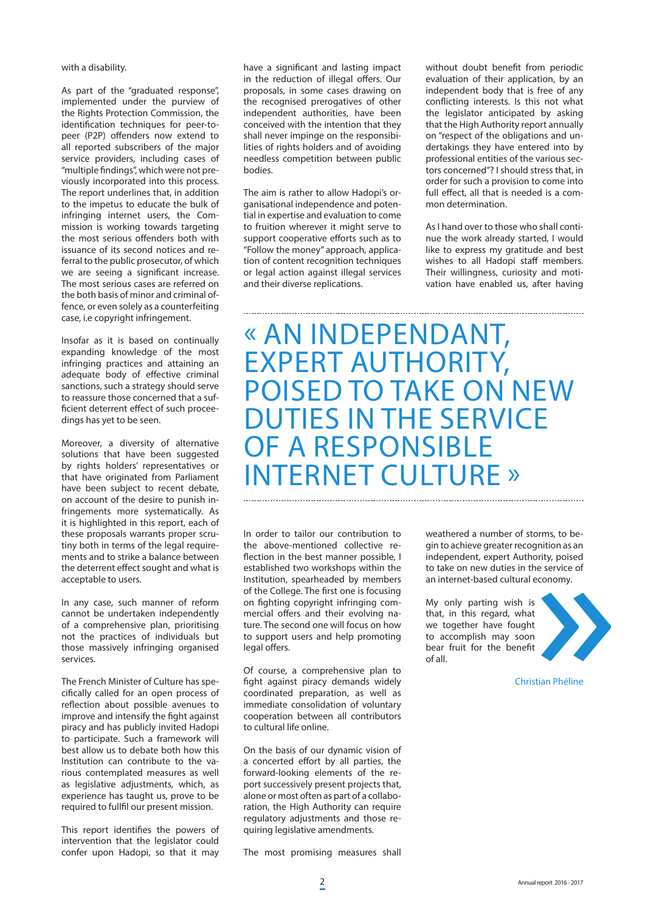with a disability.

As part of the "graduated response", implemented under the purview of the Rights Protection Commission, the identification techniques for peer-to-peer (P2P) offenders now extend to all reported subscribers of the major service providers, including cases of "multiple findings", which were not previously incorporated into this process. The report underlines that, in addition to the impetus to educate the bulk of infringing internet users, the Commission is working towards targeting the most serious offenders both with issuance of its second notices and referral to the public prosecutor, of which we are seeing a significant increase. The most serious cases are referred on the both basis of minor and criminal offence, or even solely as a counterfeiting case, i.e copyright infringement.

Insofar as it is based on continually expanding knowledge of the most infringing practices and attaining an adequate body of effective criminal sanctions, such a strategy should serve to reassure those concerned that a sufficient deterrent effect of such proceedings has yet to be seen.

Moreover, a diversity of alternative solutions that have been suggested by rights holders' representatives or that have originated from Parliament have been subject to recent debate, on account of the desire to punish infringements more systematically. As it is highlighted in this report, each of these proposals warrants proper scrutiny both in terms of the legal requirements and to strike a balance between the deterrent effect sought and what is acceptable to users.

In any case, such manner of reform cannot be undertaken independently of a comprehensive plan, prioritising not the practices of individuals but those massively infringing organised services.

The French Minister of Culture has specifically called for an open process of reflection about possible avenues to improve and intensify the fight against piracy and has publicly invited Hadopi to participate. Such a framework will best allow us to debate both how this Institution can contribute to the various contemplated measures as well as legislative adjustments, which, as experience has taught us, prove to be required to fullfil our present mission.

This report identifies the powers of intervention that the legislator could confer upon Hadopi, so that it may have a significant and lasting impact in the reduction of illegal offers. Our proposals, in some cases drawing on the recognised prerogatives of other independent authorities, have been conceived with the intention that they shall never impinge on the responsibilities of rights holders and of avoiding needless competition between public bodies.

The aim is rather to allow Hadopi's organisational independence and potential in expertise and evaluation to come to fruition wherever it might serve to support cooperative efforts such as to "Follow the money" approach, application of content recognition techniques or legal action against illegal services and their diverse replications.

without doubt benefit from periodic evaluation of their application, by an independent body that is free of any conflicting interests. Is this not what the legislator anticipated by asking that the High Authority report annually on "respect of the obligations and undertakings they have entered into by professional entities of the various sectors concerned"? I should stress that, in order for such a provision to come into full effect, all that is needed is a common determination.

As I hand over to those who shall continue the work already started, I would like to express my gratitude and best wishes to all Hadopi staff members. Their willingness, curiosity and motivation have enabled us, after having weathered a number of storms, to begin to achieve greater recognition as an independent, expert Authority, poised to take on new duties in the service of an internet-based cultural economy.

My only parting wish is that, in this regard, what we together have fought to accomplish may soon bear fruit for the benefit of all.

Christian Phéline

> « AN INDEPENDANT, EXPERT AUTHORITY, POISED TO TAKE ON NEW DUTIES IN THE SERVICE OF A RESPONSIBLE INTERNET CULTURE »

In order to tailor our contribution to the above-mentioned collective reflection in the best manner possible, I established two workshops within the Institution, spearheaded by members of the College. The first one is focusing on fighting copyright infringing commercial offers and their evolving nature. The second one will focus on how to support users and help promoting legal offers.

Of course, a comprehensive plan to fight against piracy demands widely coordinated preparation, as well as immediate consolidation of voluntary cooperation between all contributors to cultural life online.

On the basis of our dynamic vision of a concerted effort by all parties, the forward-looking elements of the report successively present projects that, alone or most often as part of a collaboration, the High Authority can require regulatory adjustments and those requiring legislative amendments.

The most promising measures shall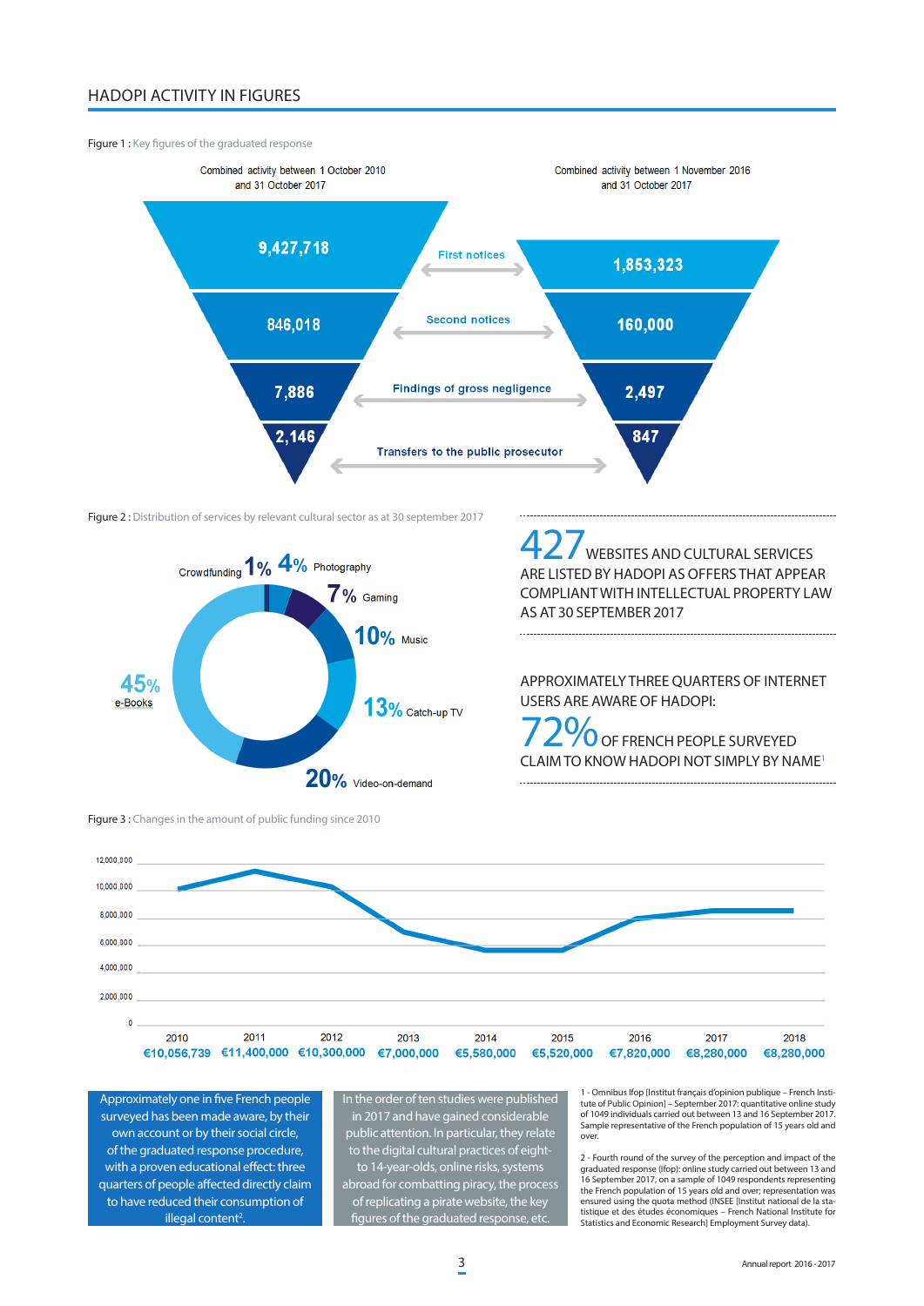## HADOPI ACTIVITY IN FIGURES

Figure 1 : Key figures of the graduated response

| | Combined activity between 1 October 2010 and 31 October 2017 | Combined activity between 1 November 2016 and 31 October 2017 |
|---|---|---|
| First notices | 9,427,718 | 1,853,323 |
| Second notices | 846,018 | 160,000 |
| Findings of gross negligence | 7,886 | 2,497 |
| Transfers to the public prosecutor | 2,146 | 847 |

Figure 2 : Distribution of services by relevant cultural sector as at 30 september 2017

| Sector | Share |
|---|---|
| Crowdfunding | 1% |
| Photography | 4% |
| Gaming | 7% |
| Music | 10% |
| Catch-up TV | 13% |
| Video-on-demand | 20% |
| e-Books | 45% |

**427** WEBSITES AND CULTURAL SERVICES ARE LISTED BY HADOPI AS OFFERS THAT APPEAR COMPLIANT WITH INTELLECTUAL PROPERTY LAW AS AT 30 SEPTEMBER 2017

APPROXIMATELY THREE QUARTERS OF INTERNET USERS ARE AWARE OF HADOPI:

**72%** OF FRENCH PEOPLE SURVEYED CLAIM TO KNOW HADOPI NOT SIMPLY BY NAME[1]

Figure 3 : Changes in the amount of public funding since 2010

| 2010 | 2011 | 2012 | 2013 | 2014 | 2015 | 2016 | 2017 | 2018 |
|---|---|---|---|---|---|---|---|---|
| €10,056,739 | €11,400,000 | €10,300,000 | €7,000,000 | €5,580,000 | €5,520,000 | €7,820,000 | €8,280,000 | €8,280,000 |

Approximately one in five French people surveyed has been made aware, by their own account or by their social circle, of the graduated response procedure, with a proven educational effect: three quarters of people affected directly claim to have reduced their consumption of illegal content[2].

In the order of ten studies were published in 2017 and have gained considerable public attention. In particular, they relate to the digital cultural practices of eight- to 14-year-olds, online risks, systems abroad for combatting piracy, the process of replicating a pirate website, the key figures of the graduated response, etc.

1 - Omnibus Ifop [Institut français d'opinion publique – French Institute of Public Opinion] – September 2017: quantitative online study of 1049 individuals carried out between 13 and 16 September 2017. Sample representative of the French population of 15 years old and over.

2 - Fourth round of the survey of the perception and impact of the graduated response (Ifop): online study carried out between 13 and 16 September 2017, on a sample of 1049 respondents representing the French population of 15 years old and over; representation was ensured using the quota method (INSEE [Institut national de la statistique et des études économiques – French National Institute for Statistics and Economic Research] Employment Survey data).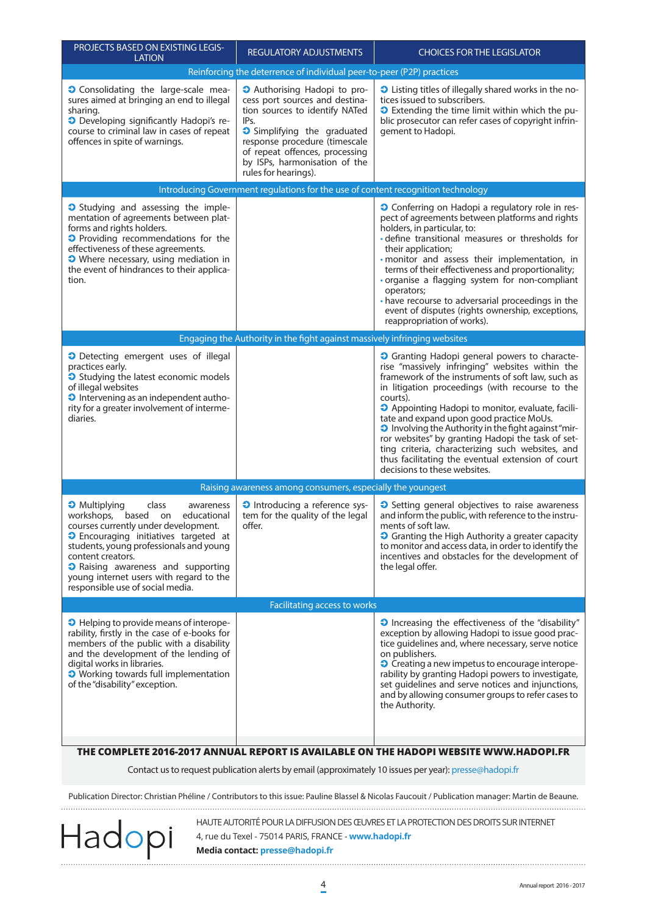| PROJECTS BASED ON EXISTING LEGISLATION | REGULATORY ADJUSTMENTS | CHOICES FOR THE LEGISLATOR |
| --- | --- | --- |
| **Reinforcing the deterrence of individual peer-to-peer (P2P) practices** | | |
| ➲ Consolidating the large-scale measures aimed at bringing an end to illegal sharing.<br>➲ Developing significantly Hadopi's recourse to criminal law in cases of repeat offences in spite of warnings. | ➲ Authorising Hadopi to process port sources and destination sources to identify NATed IPs.<br>➲ Simplifying the graduated response procedure (timescale of repeat offences, processing by ISPs, harmonisation of the rules for hearings). | ➲ Listing titles of illegally shared works in the notices issued to subscribers.<br>➲ Extending the time limit within which the public prosecutor can refer cases of copyright infringement to Hadopi. |
| **Introducing Government regulations for the use of content recognition technology** | | |
| ➲ Studying and assessing the implementation of agreements between platforms and rights holders.<br>➲ Providing recommendations for the effectiveness of these agreements.<br>➲ Where necessary, using mediation in the event of hindrances to their application. | | ➲ Conferring on Hadopi a regulatory role in respect of agreements between platforms and rights holders, in particular, to:<br>• define transitional measures or thresholds for their application;<br>• monitor and assess their implementation, in terms of their effectiveness and proportionality;<br>• organise a flagging system for non-compliant operators;<br>• have recourse to adversarial proceedings in the event of disputes (rights ownership, exceptions, reappropriation of works). |
| **Engaging the Authority in the fight against massively infringing websites** | | |
| ➲ Detecting emergent uses of illegal practices early.<br>➲ Studying the latest economic models of illegal websites<br>➲ Intervening as an independent authority for a greater involvement of intermediaries. | | ➲ Granting Hadopi general powers to characterise "massively infringing" websites within the framework of the instruments of soft law, such as in litigation proceedings (with recourse to the courts).<br>➲ Appointing Hadopi to monitor, evaluate, facilitate and expand upon good practice MoUs.<br>➲ Involving the Authority in the fight against "mirror websites" by granting Hadopi the task of setting criteria, characterizing such websites, and thus facilitating the eventual extension of court decisions to these websites. |
| **Raising awareness among consumers, especially the youngest** | | |
| ➲ Multiplying class awareness workshops, based on educational courses currently under development.<br>➲ Encouraging initiatives targeted at students, young professionals and young content creators.<br>➲ Raising awareness and supporting young internet users with regard to the responsible use of social media. | ➲ Introducing a reference system for the quality of the legal offer. | ➲ Setting general objectives to raise awareness and inform the public, with reference to the instruments of soft law.<br>➲ Granting the High Authority a greater capacity to monitor and access data, in order to identify the incentives and obstacles for the development of the legal offer. |
| **Facilitating access to works** | | |
| ➲ Helping to provide means of interoperability, firstly in the case of e-books for members of the public with a disability and the development of the lending of digital works in libraries.<br>➲ Working towards full implementation of the "disability" exception. | | ➲ Increasing the effectiveness of the "disability" exception by allowing Hadopi to issue good practice guidelines and, where necessary, serve notice on publishers.<br>➲ Creating a new impetus to encourage interoperability by granting Hadopi powers to investigate, set guidelines and serve notices and injunctions, and by allowing consumer groups to refer cases to the Authority. |

**THE COMPLETE 2016-2017 ANNUAL REPORT IS AVAILABLE ON THE HADOPI WEBSITE WWW.HADOPI.FR**

Contact us to request publication alerts by email (approximately 10 issues per year): presse@hadopi.fr

Publication Director: Christian Phéline / Contributors to this issue: Pauline Blassel & Nicolas Faucouit / Publication manager: Martin de Beaune.

Hadopi

HAUTE AUTORITÉ POUR LA DIFFUSION DES ŒUVRES ET LA PROTECTION DES DROITS SUR INTERNET
4, rue du Texel - 75014 PARIS, FRANCE - **www.hadopi.fr**
**Media contact: presse@hadopi.fr**